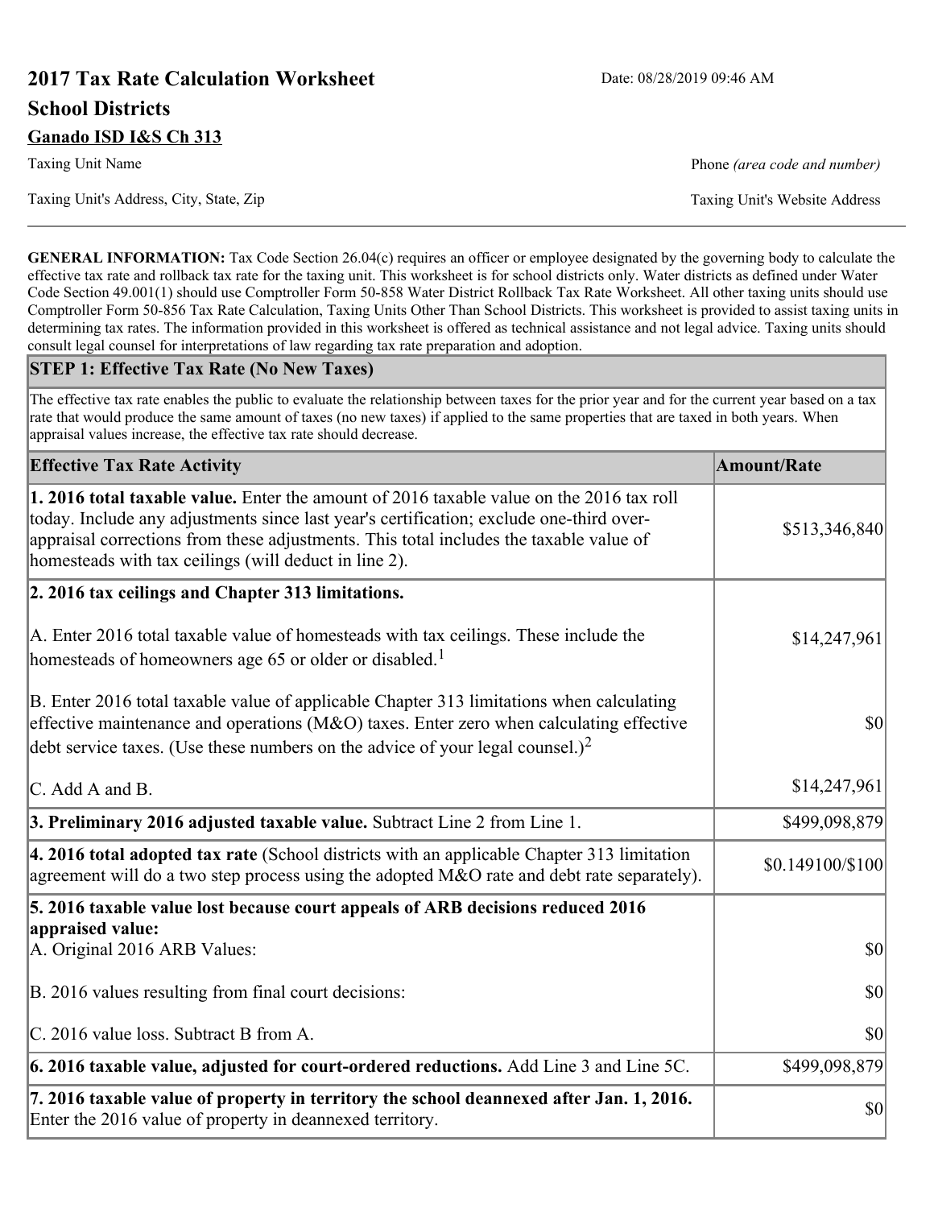# 2017 Tax Rate Calculation Worksheet

Date: 08/28/2019 09:46 AM

## School Districts

### Ganado ISD I&S Ch 313

Taxing Unit Name

Phone *(area code and number)*

Taxing Unit's Address, City, State, Zip

Taxing Unit's Website Address

---

**GENERAL INFORMATION:** Tax Code Section 26.04(c) requires an officer or employee designated by the governing body to calculate the effective tax rate and rollback tax rate for the taxing unit. This worksheet is for school districts only. Water districts as defined under Water Code Section 49.001(1) should use Comptroller Form 50-858 Water District Rollback Tax Rate Worksheet. All other taxing units should use Comptroller Form 50-856 Tax Rate Calculation, Taxing Units Other Than School Districts. This worksheet is provided to assist taxing units in determining tax rates. The information provided in this worksheet is offered as technical assistance and not legal advice. Taxing units should consult legal counsel for interpretations of law regarding tax rate preparation and adoption.

**STEP 1: Effective Tax Rate (No New Taxes)**

The effective tax rate enables the public to evaluate the relationship between taxes for the prior year and for the current year based on a tax rate that would produce the same amount of taxes (no new taxes) if applied to the same properties that are taxed in both years. When appraisal values increase, the effective tax rate should decrease.

| Effective Tax Rate Activity | Amount/Rate |
|---|---|
| **1. 2016 total taxable value.** Enter the amount of 2016 taxable value on the 2016 tax roll today. Include any adjustments since last year's certification; exclude one-third over-appraisal corrections from these adjustments. This total includes the taxable value of homesteads with tax ceilings (will deduct in line 2). | $513,346,840 |
| **2. 2016 tax ceilings and Chapter 313 limitations.** | |
| A. Enter 2016 total taxable value of homesteads with tax ceilings. These include the homesteads of homeowners age 65 or older or disabled.[1] | $14,247,961 |
| B. Enter 2016 total taxable value of applicable Chapter 313 limitations when calculating effective maintenance and operations (M&O) taxes. Enter zero when calculating effective debt service taxes. (Use these numbers on the advice of your legal counsel.)[2] | $0 |
| C. Add A and B. | $14,247,961 |
| **3. Preliminary 2016 adjusted taxable value.** Subtract Line 2 from Line 1. | $499,098,879 |
| **4. 2016 total adopted tax rate** (School districts with an applicable Chapter 313 limitation agreement will do a two step process using the adopted M&O rate and debt rate separately). | $0.149100/$100 |
| **5. 2016 taxable value lost because court appeals of ARB decisions reduced 2016 appraised value:** | |
| A. Original 2016 ARB Values: | $0 |
| B. 2016 values resulting from final court decisions: | $0 |
| C. 2016 value loss. Subtract B from A. | $0 |
| **6. 2016 taxable value, adjusted for court-ordered reductions.** Add Line 3 and Line 5C. | $499,098,879 |
| **7. 2016 taxable value of property in territory the school deannexed after Jan. 1, 2016.** Enter the 2016 value of property in deannexed territory. | $0 |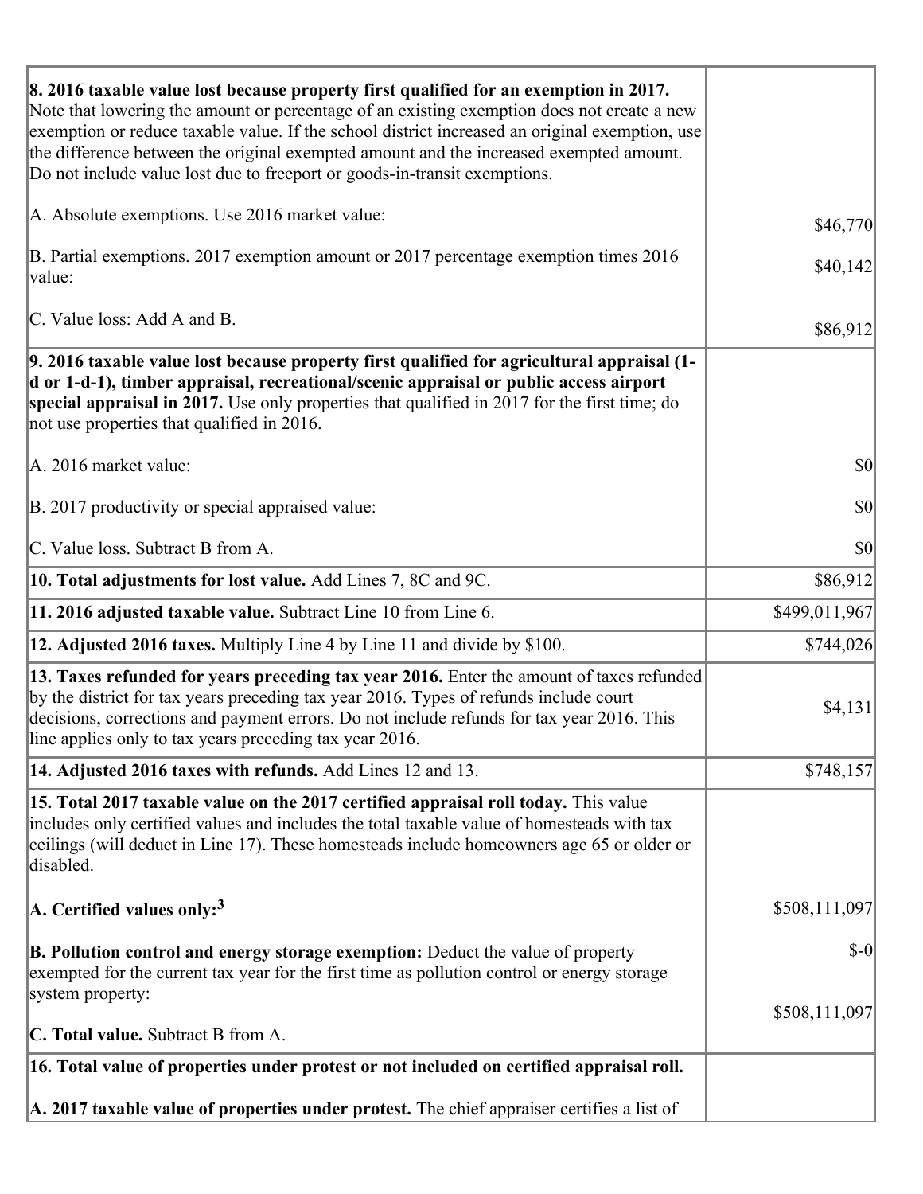| | |
|---|---|
| **8. 2016 taxable value lost because property first qualified for an exemption in 2017.** Note that lowering the amount or percentage of an existing exemption does not create a new exemption or reduce taxable value. If the school district increased an original exemption, use the difference between the original exempted amount and the increased exempted amount. Do not include value lost due to freeport or goods-in-transit exemptions. | |
| A. Absolute exemptions. Use 2016 market value: | $46,770 |
| B. Partial exemptions. 2017 exemption amount or 2017 percentage exemption times 2016 value: | $40,142 |
| C. Value loss: Add A and B. | $86,912 |
| **9. 2016 taxable value lost because property first qualified for agricultural appraisal (1-d or 1-d-1), timber appraisal, recreational/scenic appraisal or public access airport special appraisal in 2017.** Use only properties that qualified in 2017 for the first time; do not use properties that qualified in 2016. | |
| A. 2016 market value: | $0 |
| B. 2017 productivity or special appraised value: | $0 |
| C. Value loss. Subtract B from A. | $0 |
| **10. Total adjustments for lost value.** Add Lines 7, 8C and 9C. | $86,912 |
| **11. 2016 adjusted taxable value.** Subtract Line 10 from Line 6. | $499,011,967 |
| **12. Adjusted 2016 taxes.** Multiply Line 4 by Line 11 and divide by $100. | $744,026 |
| **13. Taxes refunded for years preceding tax year 2016.** Enter the amount of taxes refunded by the district for tax years preceding tax year 2016. Types of refunds include court decisions, corrections and payment errors. Do not include refunds for tax year 2016. This line applies only to tax years preceding tax year 2016. | $4,131 |
| **14. Adjusted 2016 taxes with refunds.** Add Lines 12 and 13. | $748,157 |
| **15. Total 2017 taxable value on the 2017 certified appraisal roll today.** This value includes only certified values and includes the total taxable value of homesteads with tax ceilings (will deduct in Line 17). These homesteads include homeowners age 65 or older or disabled. | |
| **A. Certified values only:**[3] | $508,111,097 |
| **B. Pollution control and energy storage exemption:** Deduct the value of property exempted for the current tax year for the first time as pollution control or energy storage system property: | $-0 |
| **C. Total value.** Subtract B from A. | $508,111,097 |
| **16. Total value of properties under protest or not included on certified appraisal roll.** | |
| **A. 2017 taxable value of properties under protest.** The chief appraiser certifies a list of | |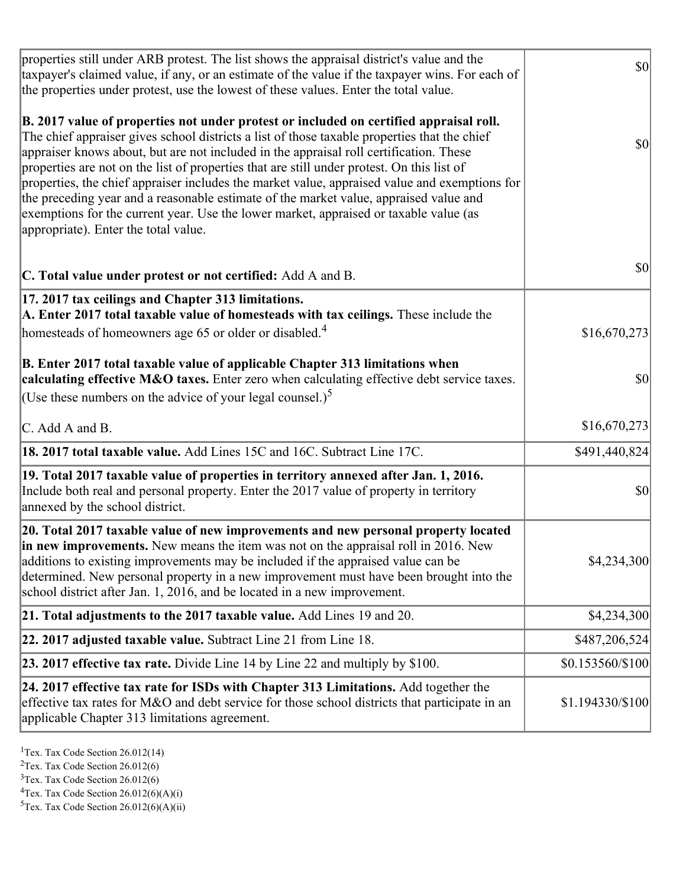| | |
|---|---|
| properties still under ARB protest. The list shows the appraisal district's value and the taxpayer's claimed value, if any, or an estimate of the value if the taxpayer wins. For each of the properties under protest, use the lowest of these values. Enter the total value. | $0 |
| **B. 2017 value of properties not under protest or included on certified appraisal roll.** The chief appraiser gives school districts a list of those taxable properties that the chief appraiser knows about, but are not included in the appraisal roll certification. These properties are not on the list of properties that are still under protest. On this list of properties, the chief appraiser includes the market value, appraised value and exemptions for the preceding year and a reasonable estimate of the market value, appraised value and exemptions for the current year. Use the lower market, appraised or taxable value (as appropriate). Enter the total value. | $0 |
| **C. Total value under protest or not certified:** Add A and B. | $0 |
| **17. 2017 tax ceilings and Chapter 313 limitations.** **A. Enter 2017 total taxable value of homesteads with tax ceilings.** These include the homesteads of homeowners age 65 or older or disabled.[4] | $16,670,273 |
| **B. Enter 2017 total taxable value of applicable Chapter 313 limitations when calculating effective M&O taxes.** Enter zero when calculating effective debt service taxes. (Use these numbers on the advice of your legal counsel.)[5] | $0 |
| C. Add A and B. | $16,670,273 |
| **18. 2017 total taxable value.** Add Lines 15C and 16C. Subtract Line 17C. | $491,440,824 |
| **19. Total 2017 taxable value of properties in territory annexed after Jan. 1, 2016.** Include both real and personal property. Enter the 2017 value of property in territory annexed by the school district. | $0 |
| **20. Total 2017 taxable value of new improvements and new personal property located in new improvements.** New means the item was not on the appraisal roll in 2016. New additions to existing improvements may be included if the appraised value can be determined. New personal property in a new improvement must have been brought into the school district after Jan. 1, 2016, and be located in a new improvement. | $4,234,300 |
| **21. Total adjustments to the 2017 taxable value.** Add Lines 19 and 20. | $4,234,300 |
| **22. 2017 adjusted taxable value.** Subtract Line 21 from Line 18. | $487,206,524 |
| **23. 2017 effective tax rate.** Divide Line 14 by Line 22 and multiply by $100. | $0.153560/$100 |
| **24. 2017 effective tax rate for ISDs with Chapter 313 Limitations.** Add together the effective tax rates for M&O and debt service for those school districts that participate in an applicable Chapter 313 limitations agreement. | $1.194330/$100 |

[1]Tex. Tax Code Section 26.012(14)
[2]Tex. Tax Code Section 26.012(6)
[3]Tex. Tax Code Section 26.012(6)
[4]Tex. Tax Code Section 26.012(6)(A)(i)
[5]Tex. Tax Code Section 26.012(6)(A)(ii)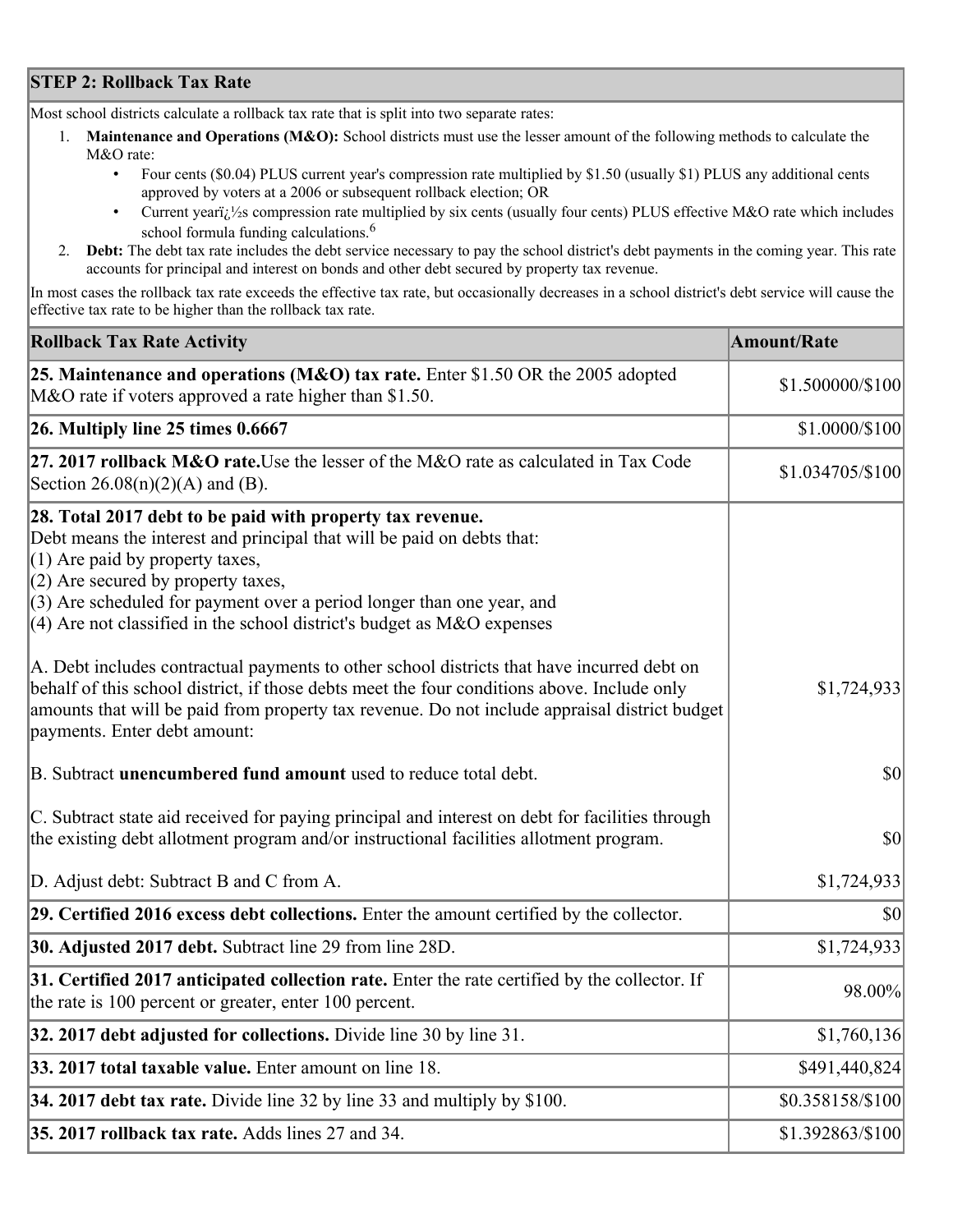## STEP 2: Rollback Tax Rate

Most school districts calculate a rollback tax rate that is split into two separate rates:

1. **Maintenance and Operations (M&O):** School districts must use the lesser amount of the following methods to calculate the M&O rate:
   - Four cents ($0.04) PLUS current year's compression rate multiplied by $1.50 (usually $1) PLUS any additional cents approved by voters at a 2006 or subsequent rollback election; OR
   - Current yearï¿½s compression rate multiplied by six cents (usually four cents) PLUS effective M&O rate which includes school formula funding calculations.[6]
2. **Debt:** The debt tax rate includes the debt service necessary to pay the school district's debt payments in the coming year. This rate accounts for principal and interest on bonds and other debt secured by property tax revenue.

In most cases the rollback tax rate exceeds the effective tax rate, but occasionally decreases in a school district's debt service will cause the effective tax rate to be higher than the rollback tax rate.

| Rollback Tax Rate Activity | Amount/Rate |
|---|---|
| **25. Maintenance and operations (M&O) tax rate.** Enter $1.50 OR the 2005 adopted M&O rate if voters approved a rate higher than $1.50. | $1.500000/$100 |
| **26. Multiply line 25 times 0.6667** | $1.0000/$100 |
| **27. 2017 rollback M&O rate.** Use the lesser of the M&O rate as calculated in Tax Code Section 26.08(n)(2)(A) and (B). | $1.034705/$100 |
| **28. Total 2017 debt to be paid with property tax revenue.** Debt means the interest and principal that will be paid on debts that: (1) Are paid by property taxes, (2) Are secured by property taxes, (3) Are scheduled for payment over a period longer than one year, and (4) Are not classified in the school district's budget as M&O expenses<br><br>A. Debt includes contractual payments to other school districts that have incurred debt on behalf of this school district, if those debts meet the four conditions above. Include only amounts that will be paid from property tax revenue. Do not include appraisal district budget payments. Enter debt amount: | $1,724,933 |
| B. Subtract **unencumbered fund amount** used to reduce total debt. | $0 |
| C. Subtract state aid received for paying principal and interest on debt for facilities through the existing debt allotment program and/or instructional facilities allotment program. | $0 |
| D. Adjust debt: Subtract B and C from A. | $1,724,933 |
| **29. Certified 2016 excess debt collections.** Enter the amount certified by the collector. | $0 |
| **30. Adjusted 2017 debt.** Subtract line 29 from line 28D. | $1,724,933 |
| **31. Certified 2017 anticipated collection rate.** Enter the rate certified by the collector. If the rate is 100 percent or greater, enter 100 percent. | 98.00% |
| **32. 2017 debt adjusted for collections.** Divide line 30 by line 31. | $1,760,136 |
| **33. 2017 total taxable value.** Enter amount on line 18. | $491,440,824 |
| **34. 2017 debt tax rate.** Divide line 32 by line 33 and multiply by $100. | $0.358158/$100 |
| **35. 2017 rollback tax rate.** Adds lines 27 and 34. | $1.392863/$100 |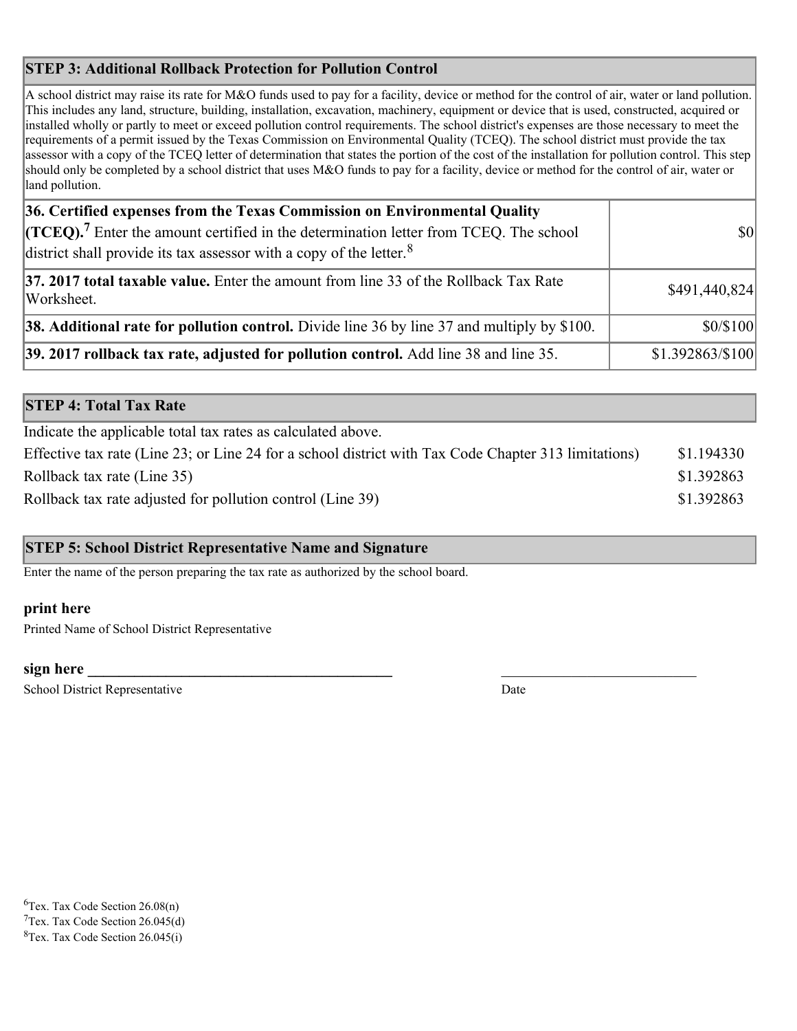## STEP 3: Additional Rollback Protection for Pollution Control

A school district may raise its rate for M&O funds used to pay for a facility, device or method for the control of air, water or land pollution. This includes any land, structure, building, installation, excavation, machinery, equipment or device that is used, constructed, acquired or installed wholly or partly to meet or exceed pollution control requirements. The school district's expenses are those necessary to meet the requirements of a permit issued by the Texas Commission on Environmental Quality (TCEQ). The school district must provide the tax assessor with a copy of the TCEQ letter of determination that states the portion of the cost of the installation for pollution control. This step should only be completed by a school district that uses M&O funds to pay for a facility, device or method for the control of air, water or land pollution.

| | |
|---|---|
| **36. Certified expenses from the Texas Commission on Environmental Quality (TCEQ).**[7] Enter the amount certified in the determination letter from TCEQ. The school district shall provide its tax assessor with a copy of the letter.[8] | $0 |
| **37. 2017 total taxable value.** Enter the amount from line 33 of the Rollback Tax Rate Worksheet. | $491,440,824 |
| **38. Additional rate for pollution control.** Divide line 36 by line 37 and multiply by $100. | $0/$100 |
| **39. 2017 rollback tax rate, adjusted for pollution control.** Add line 38 and line 35. | $1.392863/$100 |

## STEP 4: Total Tax Rate

Indicate the applicable total tax rates as calculated above.

| | |
|---|---|
| Effective tax rate (Line 23; or Line 24 for a school district with Tax Code Chapter 313 limitations) | $1.194330 |
| Rollback tax rate (Line 35) | $1.392863 |
| Rollback tax rate adjusted for pollution control (Line 39) | $1.392863 |

## STEP 5: School District Representative Name and Signature

Enter the name of the person preparing the tax rate as authorized by the school board.

**print here**

Printed Name of School District Representative

**sign here** ________________________________________ ____________________________

School District Representative Date

[6]Tex. Tax Code Section 26.08(n)
[7]Tex. Tax Code Section 26.045(d)
[8]Tex. Tax Code Section 26.045(i)